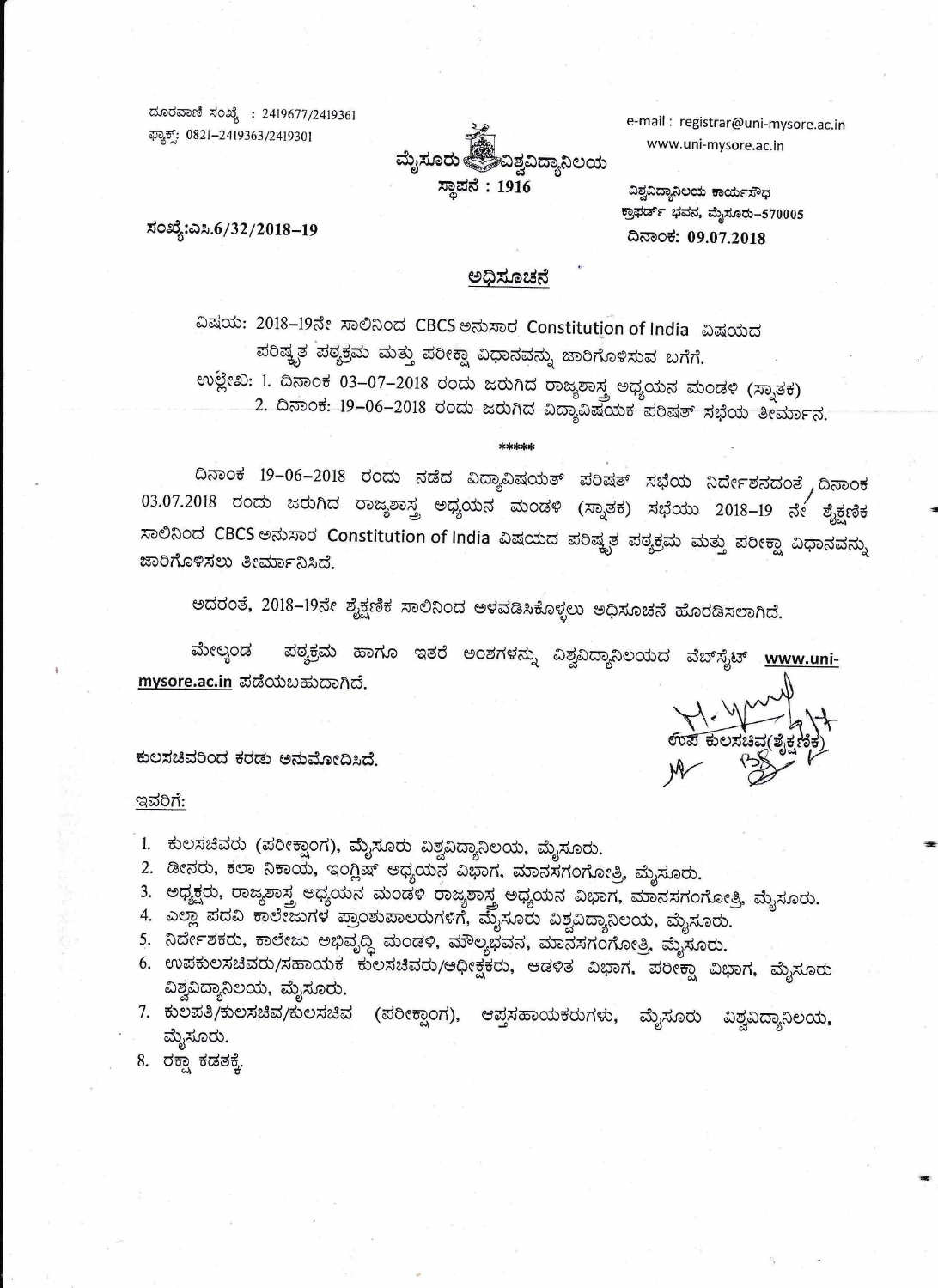ದೂರವಾಣಿ ಸಂಖ್ಯೆ : 2419677/2419361
ಫ್ಯಾಕ್ಸ್: 0821-2419363/2419301

e-mail : registrar@uni-mysore.ac.in
www.uni-mysore.ac.in

**ಮೈಸೂರು ವಿಶ್ವವಿದ್ಯಾನಿಲಯ**
**ಸ್ಥಾಪನೆ : 1916**

ವಿಶ್ವವಿದ್ಯಾನಿಲಯ ಕಾರ್ಯಸೌಧ
ಕ್ರಾಫರ್ಡ್ ಭವನ, ಮೈಸೂರು-570005

**ಸಂಖ್ಯೆ:ಎಸಿ.6/32/2018-19**

**ದಿನಾಂಕ: 09.07.2018**

## ಅಧಿಸೂಚನೆ

ವಿಷಯ: 2018-19ನೇ ಸಾಲಿನಿಂದ CBCS ಅನುಸಾರ Constitution of India ವಿಷಯದ ಪರಿಷ್ಕೃತ ಪಠ್ಯಕ್ರಮ ಮತ್ತು ಪರೀಕ್ಷಾ ವಿಧಾನವನ್ನು ಜಾರಿಗೊಳಿಸುವ ಬಗೆಗೆ.

ಉಲ್ಲೇಖ: 1. ದಿನಾಂಕ 03-07-2018 ರಂದು ಜರುಗಿದ ರಾಜ್ಯಶಾಸ್ತ್ರ ಅಧ್ಯಯನ ಮಂಡಳಿ (ಸ್ನಾತಕ)
2. ದಿನಾಂಕ: 19-06-2018 ರಂದು ಜರುಗಿದ ವಿದ್ಯಾವಿಷಯಕ ಪರಿಷತ್ ಸಭೆಯ ತೀರ್ಮಾನ.

\*\*\*\*\*

ದಿನಾಂಕ 19-06-2018 ರಂದು ನಡೆದ ವಿದ್ಯಾವಿಷಯಕ ಪರಿಷತ್ ಸಭೆಯ ನಿರ್ದೇಶನದಂತೆ, ದಿನಾಂಕ 03.07.2018 ರಂದು ಜರುಗಿದ ರಾಜ್ಯಶಾಸ್ತ್ರ ಅಧ್ಯಯನ ಮಂಡಳಿ (ಸ್ನಾತಕ) ಸಭೆಯು 2018-19 ನೇ ಶೈಕ್ಷಣಿಕ ಸಾಲಿನಿಂದ CBCS ಅನುಸಾರ Constitution of India ವಿಷಯದ ಪರಿಷ್ಕೃತ ಪಠ್ಯಕ್ರಮ ಮತ್ತು ಪರೀಕ್ಷಾ ವಿಧಾನವನ್ನು ಜಾರಿಗೊಳಿಸಲು ತೀರ್ಮಾನಿಸಿದೆ.

ಅದರಂತೆ, 2018-19ನೇ ಶೈಕ್ಷಣಿಕ ಸಾಲಿನಿಂದ ಅಳವಡಿಸಿಕೊಳ್ಳಲು ಅಧಿಸೂಚನೆ ಹೊರಡಿಸಲಾಗಿದೆ.

ಮೇಲ್ಕಂಡ ಪಠ್ಯಕ್ರಮ ಹಾಗೂ ಇತರೆ ಅಂಶಗಳನ್ನು ವಿಶ್ವವಿದ್ಯಾನಿಲಯದ ವೆಬ್‌ಸೈಟ್ www.uni-mysore.ac.in ಪಡೆಯಬಹುದಾಗಿದೆ.

ಉಪ ಕುಲಸಚಿವ(ಶೈಕ್ಷಣಿಕ)

**ಕುಲಸಚಿವರಿಂದ ಕರಡು ಅನುಮೋದಿಸಿದೆ.**

ಇವರಿಗೆ:

1. ಕುಲಸಚಿವರು (ಪರೀಕ್ಷಾಂಗ), ಮೈಸೂರು ವಿಶ್ವವಿದ್ಯಾನಿಲಯ, ಮೈಸೂರು.
2. ಡೀನರು, ಕಲಾ ನಿಕಾಯ, ಇಂಗ್ಲಿಷ್ ಅಧ್ಯಯನ ವಿಭಾಗ, ಮಾನಸಗಂಗೋತ್ರಿ, ಮೈಸೂರು.
3. ಅಧ್ಯಕ್ಷರು, ರಾಜ್ಯಶಾಸ್ತ್ರ ಅಧ್ಯಯನ ಮಂಡಳಿ ರಾಜ್ಯಶಾಸ್ತ್ರ ಅಧ್ಯಯನ ವಿಭಾಗ, ಮಾನಸಗಂಗೋತ್ರಿ, ಮೈಸೂರು.
4. ಎಲ್ಲಾ ಪದವಿ ಕಾಲೇಜುಗಳ ಪ್ರಾಂಶುಪಾಲರುಗಳಿಗೆ, ಮೈಸೂರು ವಿಶ್ವವಿದ್ಯಾನಿಲಯ, ಮೈಸೂರು.
5. ನಿರ್ದೇಶಕರು, ಕಾಲೇಜು ಅಭಿವೃದ್ಧಿ ಮಂಡಳಿ, ಮೌಲ್ಯಭವನ, ಮಾನಸಗಂಗೋತ್ರಿ, ಮೈಸೂರು.
6. ಉಪಕುಲಸಚಿವರು/ಸಹಾಯಕ ಕುಲಸಚಿವರು/ಅಧೀಕ್ಷಕರು, ಆಡಳಿತ ವಿಭಾಗ, ಪರೀಕ್ಷಾ ವಿಭಾಗ, ಮೈಸೂರು ವಿಶ್ವವಿದ್ಯಾನಿಲಯ, ಮೈಸೂರು.
7. ಕುಲಪತಿ/ಕುಲಸಚಿವ/ಕುಲಸಚಿವ (ಪರೀಕ್ಷಾಂಗ), ಆಪ್ತಸಹಾಯಕರುಗಳು, ಮೈಸೂರು ವಿಶ್ವವಿದ್ಯಾನಿಲಯ, ಮೈಸೂರು.
8. ರಕ್ಷಾ ಕಡತಕ್ಕೆ.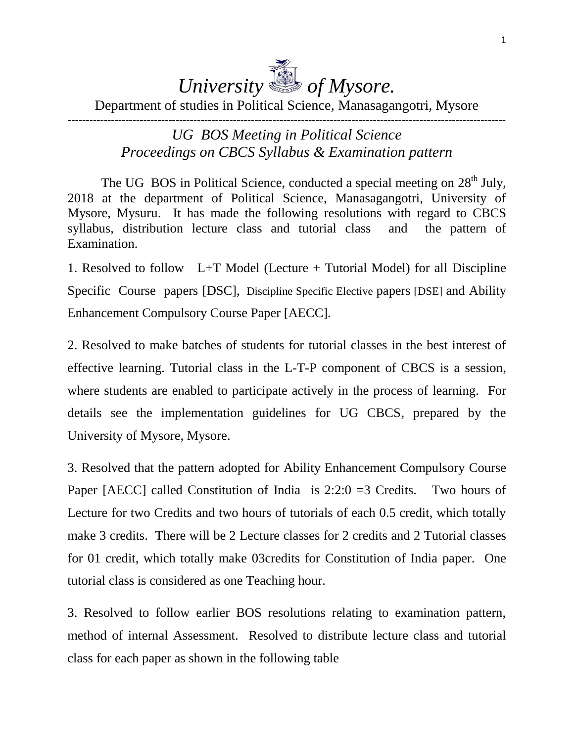# *University of Mysore.*

Department of studies in Political Science, Manasagangotri, Mysore

---

## *UG BOS Meeting in Political Science*
## *Proceedings on CBCS Syllabus & Examination pattern*

The UG BOS in Political Science, conducted a special meeting on 28th July, 2018 at the department of Political Science, Manasagangotri, University of Mysore, Mysuru. It has made the following resolutions with regard to CBCS syllabus, distribution lecture class and tutorial class and the pattern of Examination.

1. Resolved to follow L+T Model (Lecture + Tutorial Model) for all Discipline Specific Course papers [DSC], Discipline Specific Elective papers [DSE] and Ability Enhancement Compulsory Course Paper [AECC].

2. Resolved to make batches of students for tutorial classes in the best interest of effective learning. Tutorial class in the L-T-P component of CBCS is a session, where students are enabled to participate actively in the process of learning. For details see the implementation guidelines for UG CBCS, prepared by the University of Mysore, Mysore.

3. Resolved that the pattern adopted for Ability Enhancement Compulsory Course Paper [AECC] called Constitution of India is 2:2:0 =3 Credits. Two hours of Lecture for two Credits and two hours of tutorials of each 0.5 credit, which totally make 3 credits. There will be 2 Lecture classes for 2 credits and 2 Tutorial classes for 01 credit, which totally make 03credits for Constitution of India paper. One tutorial class is considered as one Teaching hour.

3. Resolved to follow earlier BOS resolutions relating to examination pattern, method of internal Assessment. Resolved to distribute lecture class and tutorial class for each paper as shown in the following table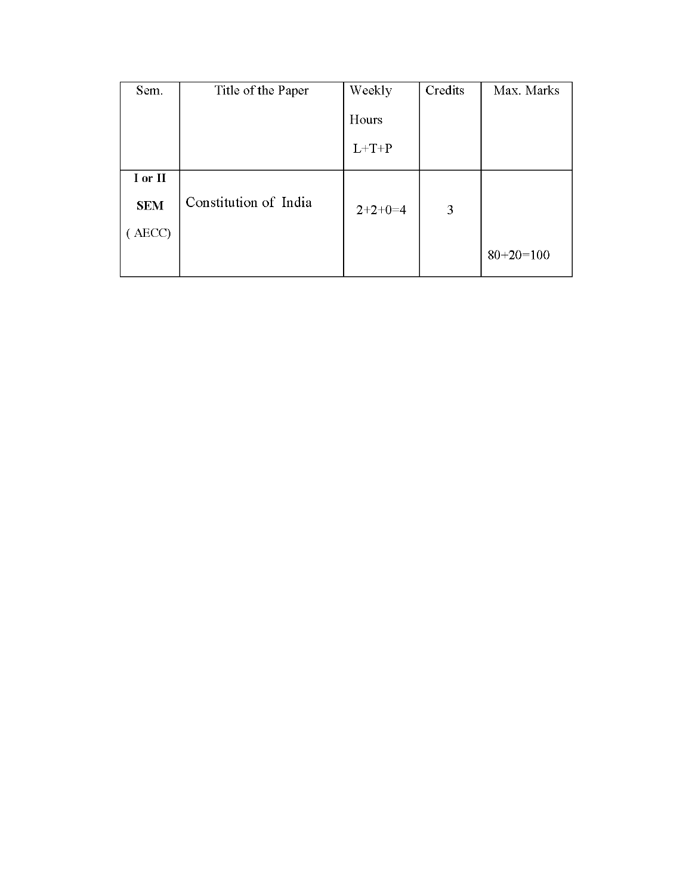| Sem. | Title of the Paper | Weekly Hours L+T+P | Credits | Max. Marks |
|---|---|---|---|---|
| **I or II SEM** ( AECC) | Constitution of India | 2+2+0=4 | 3 | 80+20=100 |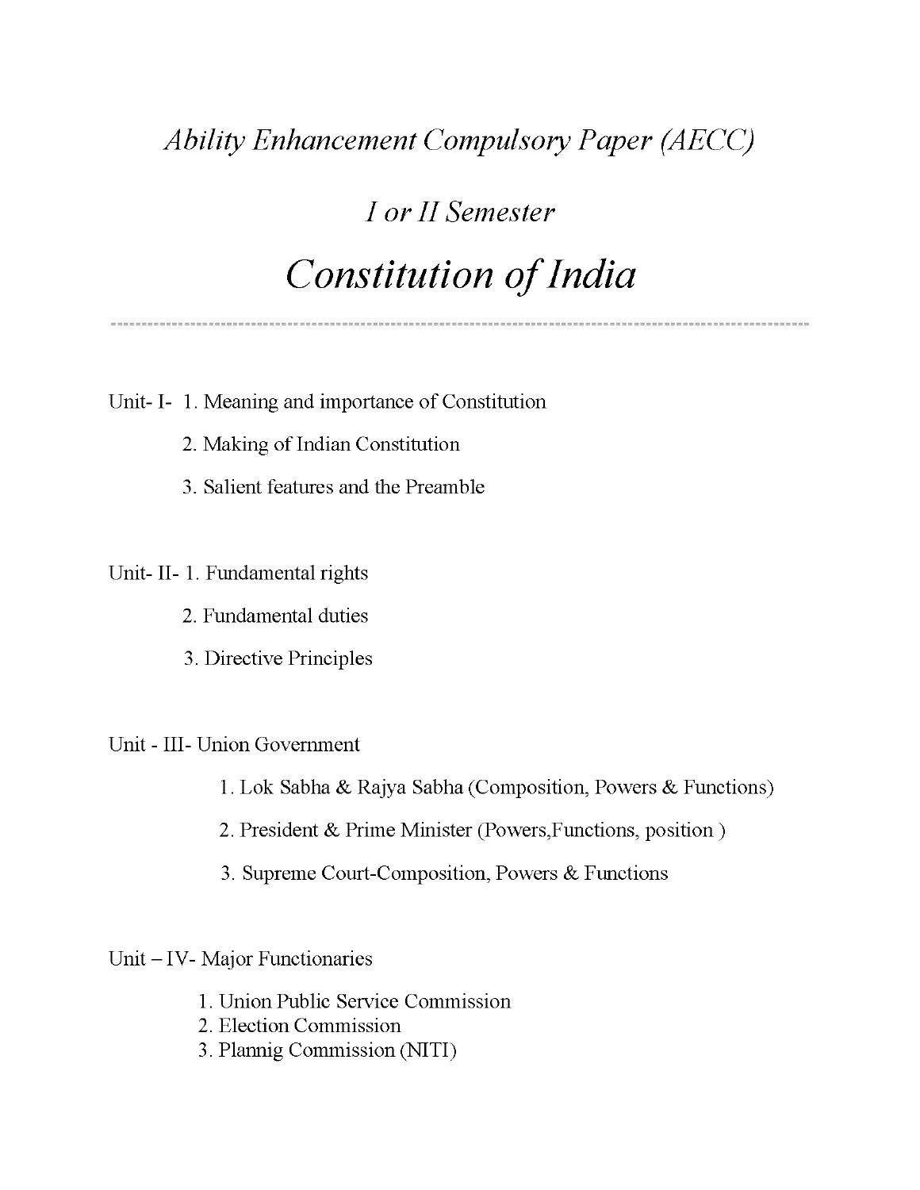*Ability Enhancement Compulsory Paper (AECC)*

*I or II Semester*

# *Constitution of India*

---

Unit- I- 1. Meaning and importance of Constitution

2. Making of Indian Constitution

3. Salient features and the Preamble

Unit- II- 1. Fundamental rights

2. Fundamental duties

3. Directive Principles

Unit - III- Union Government

1. Lok Sabha & Rajya Sabha (Composition, Powers & Functions)

2. President & Prime Minister (Powers,Functions, position )

3. Supreme Court-Composition, Powers & Functions

Unit – IV- Major Functionaries

1. Union Public Service Commission
2. Election Commission
3. Plannig Commission (NITI)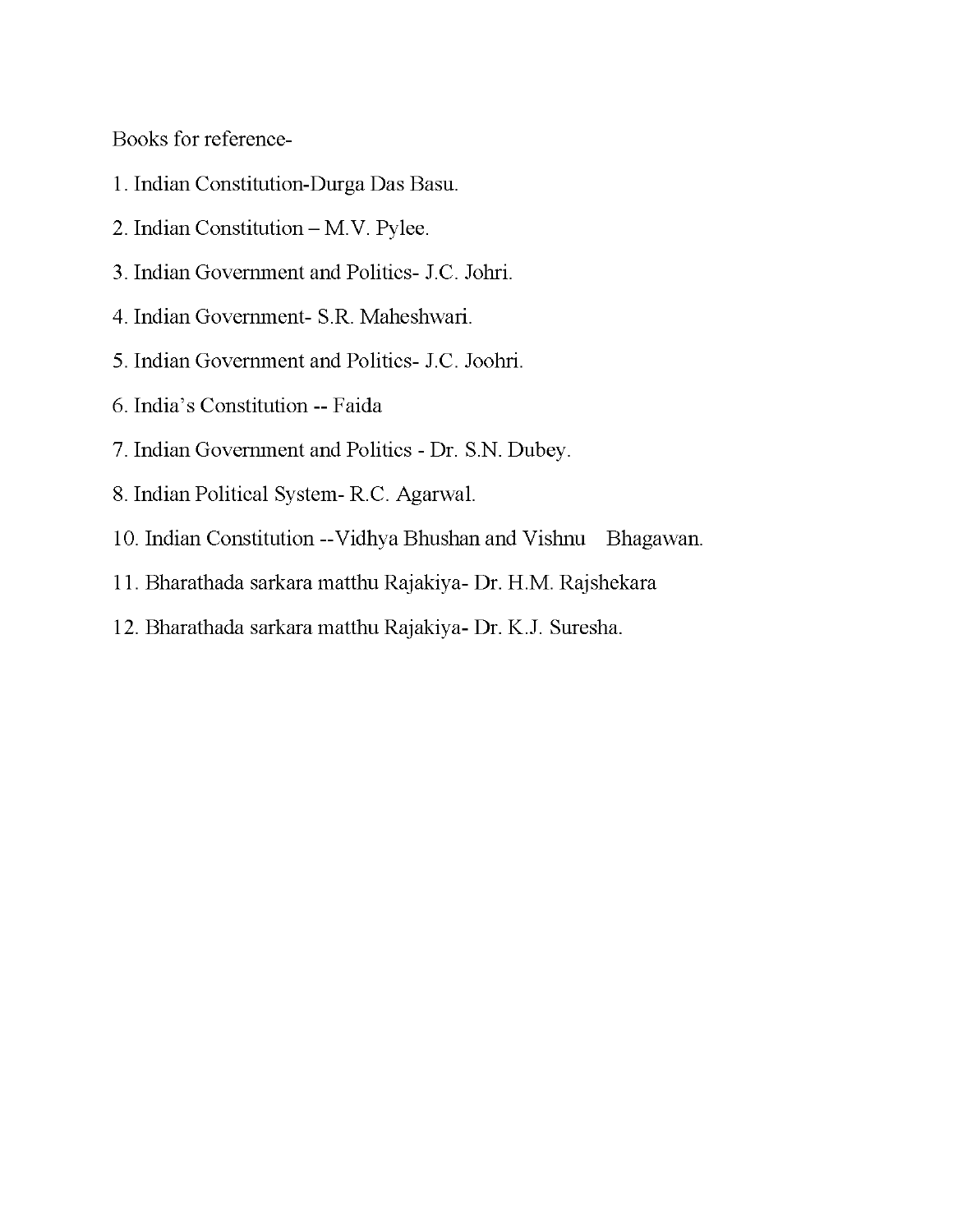Books for reference-

1. Indian Constitution-Durga Das Basu.
2. Indian Constitution – M.V. Pylee.
3. Indian Government and Politics- J.C. Johri.
4. Indian Government- S.R. Maheshwari.
5. Indian Government and Politics- J.C. Joohri.
6. India's Constitution -- Faida
7. Indian Government and Politics - Dr. S.N. Dubey.
8. Indian Political System- R.C. Agarwal.

10. Indian Constitution --Vidhya Bhushan and Vishnu Bhagawan.
11. Bharathada sarkara matthu Rajakiya- Dr. H.M. Rajshekara
12. Bharathada sarkara matthu Rajakiya- Dr. K.J. Suresha.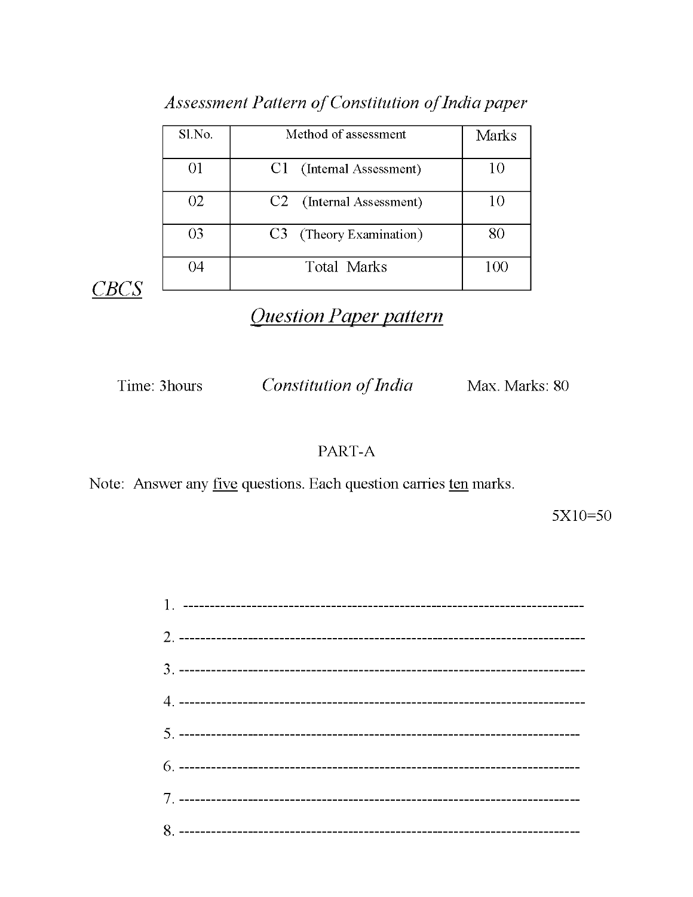*Assessment Pattern of Constitution of India paper*

| Sl.No. | Method of assessment | Marks |
|---|---|---|
| 01 | C1 (Internal Assessment) | 10 |
| 02 | C2 (Internal Assessment) | 10 |
| 03 | C3 (Theory Examination) | 80 |
| 04 | Total Marks | 100 |

*CBCS*

## *Question Paper pattern*

Time: 3hours *Constitution of India* Max. Marks: 80

PART-A

Note: Answer any five questions. Each question carries ten marks.

5X10=50

1. ----------------------------------------------------------------------------
2. ----------------------------------------------------------------------------
3. ----------------------------------------------------------------------------
4. ----------------------------------------------------------------------------
5. ---------------------------------------------------------------------------
6. ---------------------------------------------------------------------------
7. ---------------------------------------------------------------------------
8. ---------------------------------------------------------------------------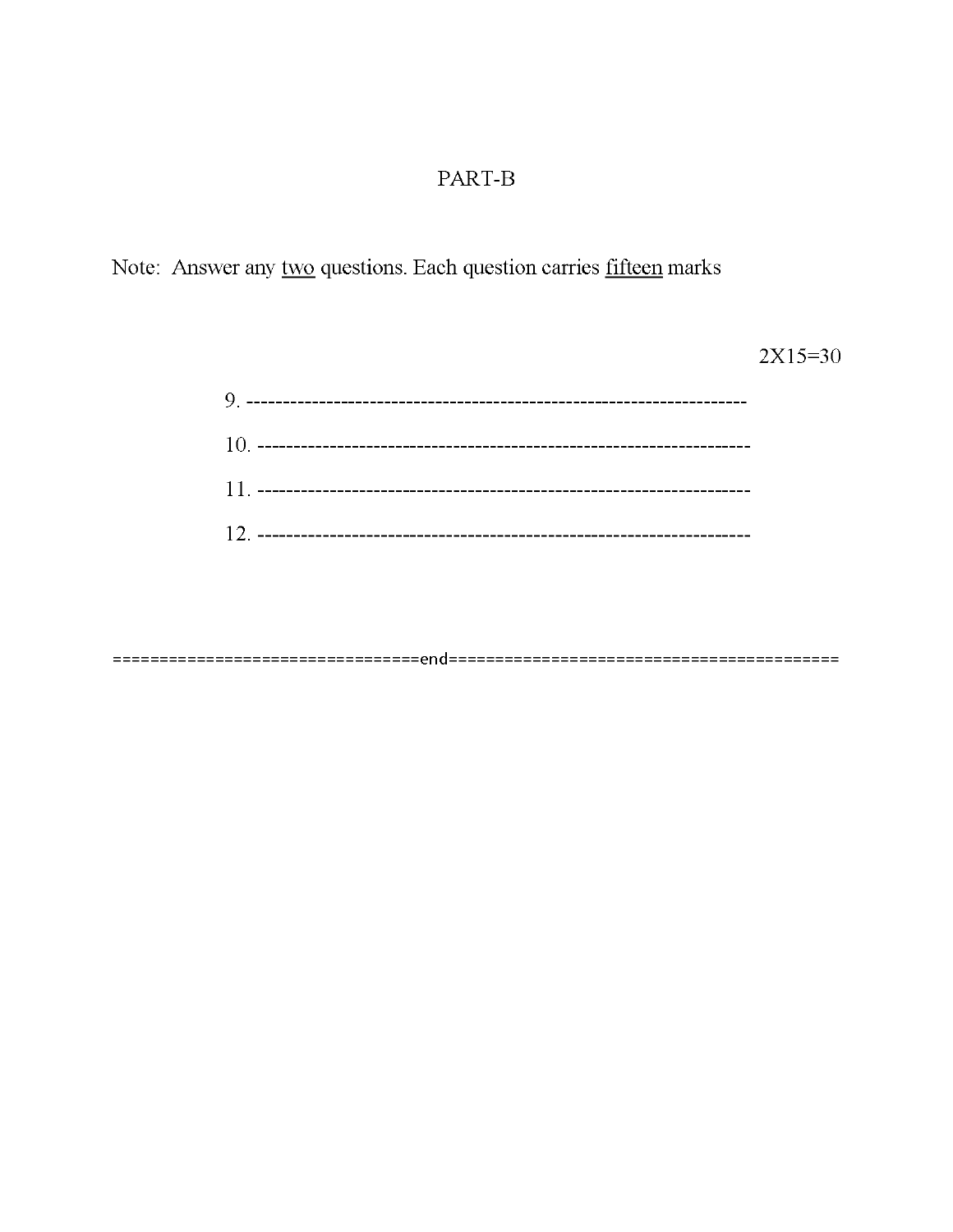## PART-B

Note: Answer any two questions. Each question carries fifteen marks

2X15=30

9. -------------------------------------------------------------------

10. -------------------------------------------------------------------

11. -------------------------------------------------------------------

12. -------------------------------------------------------------------

================================end==========================================